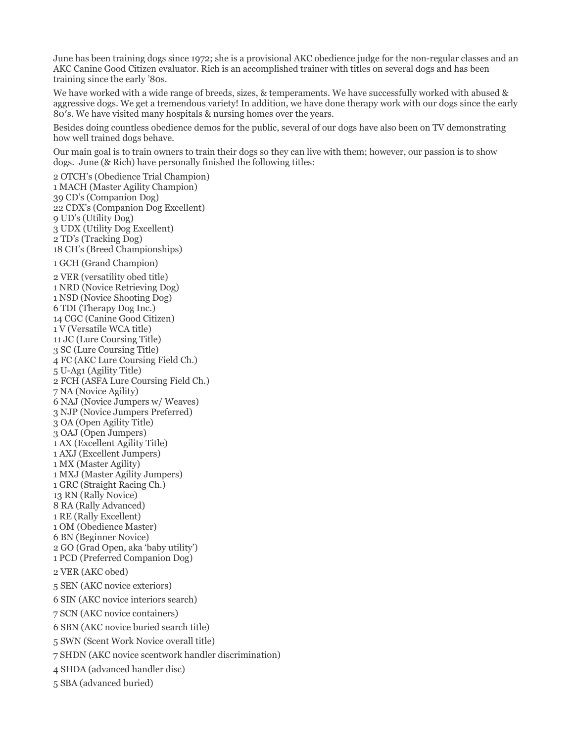June has been training dogs since 1972; she is a provisional AKC obedience judge for the non-regular classes and an AKC Canine Good Citizen evaluator. Rich is an accomplished trainer with titles on several dogs and has been training since the early '80s.

We have worked with a wide range of breeds, sizes, & temperaments. We have successfully worked with abused & aggressive dogs. We get a tremendous variety! In addition, we have done therapy work with our dogs since the early 80′s. We have visited many hospitals & nursing homes over the years.

Besides doing countless obedience demos for the public, several of our dogs have also been on TV demonstrating how well trained dogs behave.

Our main goal is to train owners to train their dogs so they can live with them; however, our passion is to show dogs. June (& Rich) have personally finished the following titles:

2 OTCH's (Obedience Trial Champion)
1 MACH (Master Agility Champion)
39 CD's (Companion Dog)
22 CDX's (Companion Dog Excellent)
9 UD's (Utility Dog)
3 UDX (Utility Dog Excellent)
2 TD's (Tracking Dog)
18 CH's (Breed Championships)

1 GCH (Grand Champion)

2 VER (versatility obed title)
1 NRD (Novice Retrieving Dog)
1 NSD (Novice Shooting Dog)
6 TDI (Therapy Dog Inc.)
14 CGC (Canine Dog Citizen)
1 V (Versatile WCA title)
11 JC (Lure Coursing Title)
3 SC (Lure Coursing Title)
4 FC (AKC Lure Coursing Field Ch.)
5 U-Ag1 (Agility Title)
2 FCH (ASFA Lure Coursing Field Ch.)
7 NA (Novice Agility)
6 NAJ (Novice Jumpers w/ Weaves)
3 NJP (Novice Jumpers Preferred)
3 OA (Open Agility Title)
3 OAJ (Open Jumpers)
1 AX (Excellent Agility Title)
1 AXJ (Excellent Jumpers)
1 MX (Master Agility)
1 MXJ (Master Agility Jumpers)
1 GRC (Straight Racing Ch.)
13 RN (Rally Novice)
8 RA (Rally Advanced)
1 RE (Rally Excellent)
1 OM (Obedience Master)
6 BN (Beginner Novice)
2 GO (Grad Open, aka 'baby utility')
1 PCD (Preferred Companion Dog)

2 VER (AKC obed)

5 SEN (AKC novice exteriors)

6 SIN (AKC novice interiors search)

7 SCN (AKC novice containers)

6 SBN (AKC novice buried search title)

5 SWN (Scent Work Novice overall title)

7 SHDN (AKC novice scentwork handler discrimination)

4 SHDA (advanced handler disc)

5 SBA (advanced buried)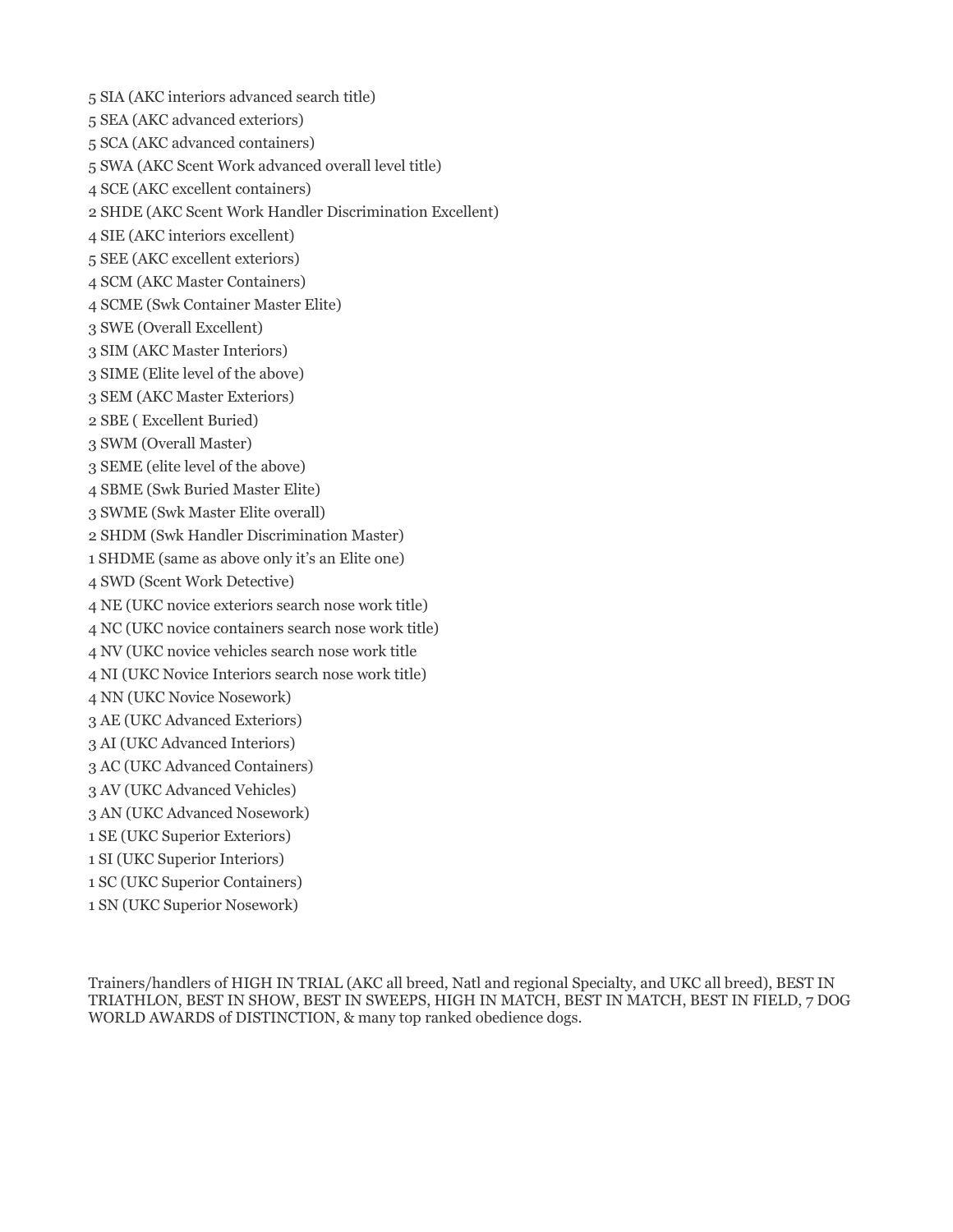5 SIA (AKC interiors advanced search title)

5 SEA (AKC advanced exteriors)

5 SCA (AKC advanced containers)

5 SWA (AKC Scent Work advanced overall level title)

4 SCE (AKC excellent containers)

2 SHDE (AKC Scent Work Handler Discrimination Excellent)

4 SIE (AKC interiors excellent)

5 SEE (AKC excellent exteriors)

4 SCM (AKC Master Containers)

4 SCME (Swk Container Master Elite)

3 SWE (Overall Excellent)

3 SIM (AKC Master Interiors)

3 SIME (Elite level of the above)

3 SEM (AKC Master Exteriors)

2 SBE ( Excellent Buried)

3 SWM (Overall Master)

3 SEME (elite level of the above)

4 SBME (Swk Buried Master Elite)

3 SWME (Swk Master Elite overall)

2 SHDM (Swk Handler Discrimination Master)

1 SHDME (same as above only it's an Elite one)

4 SWD (Scent Work Detective)

4 NE (UKC novice exteriors search nose work title)

4 NC (UKC novice containers search nose work title)

4 NV (UKC novice vehicles search nose work title

4 NI (UKC Novice Interiors search nose work title)

4 NN (UKC Novice Nosework)

3 AE (UKC Advanced Exteriors)

3 AI (UKC Advanced Interiors)

3 AC (UKC Advanced Containers)

3 AV (UKC Advanced Vehicles)

3 AN (UKC Advanced Nosework)

1 SE (UKC Superior Exteriors)

1 SI (UKC Superior Interiors)

1 SC (UKC Superior Containers)

1 SN (UKC Superior Nosework)

Trainers/handlers of HIGH IN TRIAL (AKC all breed, Natl and regional Specialty, and UKC all breed), BEST IN TRIATHLON, BEST IN SHOW, BEST IN SWEEPS, HIGH IN MATCH, BEST IN MATCH, BEST IN FIELD, 7 DOG WORLD AWARDS of DISTINCTION, & many top ranked obedience dogs.